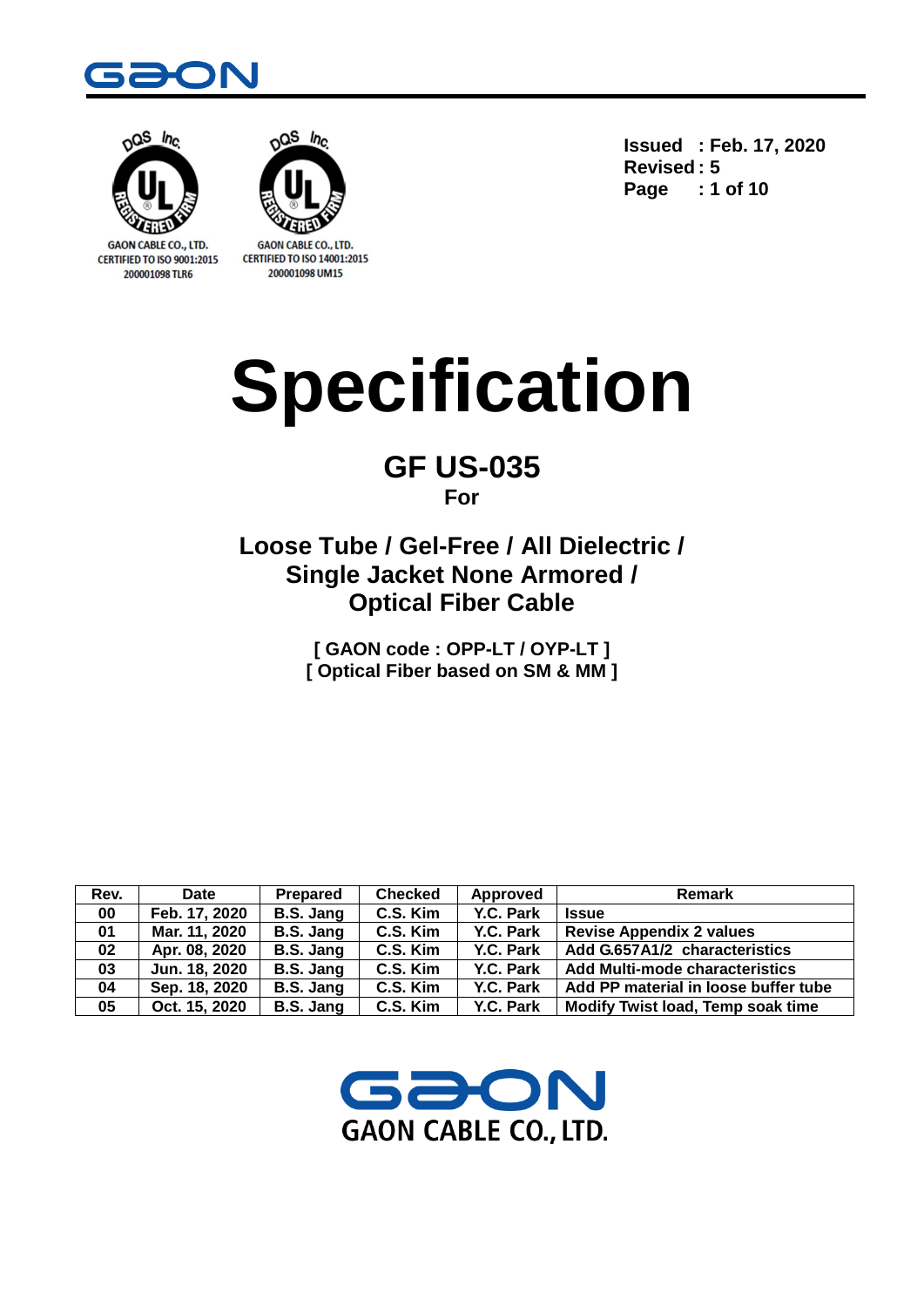GAON CABLE CO., LTD.
CERTIFIED TO ISO 9001:2015
200001098 TLR6

GAON CABLE CO., LTD.
CERTIFIED TO ISO 14001:2015
200001098 UM15

**Issued : Feb. 17, 2020**
**Revised : 5**

# Specification

## GF US-035

**For**

## Loose Tube / Gel-Free / All Dielectric / Single Jacket None Armored / Optical Fiber Cable

**[ GAON code : OPP-LT / OYP-LT ]**
**[ Optical Fiber based on SM & MM ]**

| Rev. | Date | Prepared | Checked | Approved | Remark |
|---|---|---|---|---|---|
| 00 | Feb. 17, 2020 | B.S. Jang | C.S. Kim | Y.C. Park | Issue |
| 01 | Mar. 11, 2020 | B.S. Jang | C.S. Kim | Y.C. Park | Revise Appendix 2 values |
| 02 | Apr. 08, 2020 | B.S. Jang | C.S. Kim | Y.C. Park | Add G.657A1/2 characteristics |
| 03 | Jun. 18, 2020 | B.S. Jang | C.S. Kim | Y.C. Park | Add Multi-mode characteristics |
| 04 | Sep. 18, 2020 | B.S. Jang | C.S. Kim | Y.C. Park | Add PP material in loose buffer tube |
| 05 | Oct. 15, 2020 | B.S. Jang | C.S. Kim | Y.C. Park | Modify Twist load, Temp soak time |

GAON CABLE CO., LTD.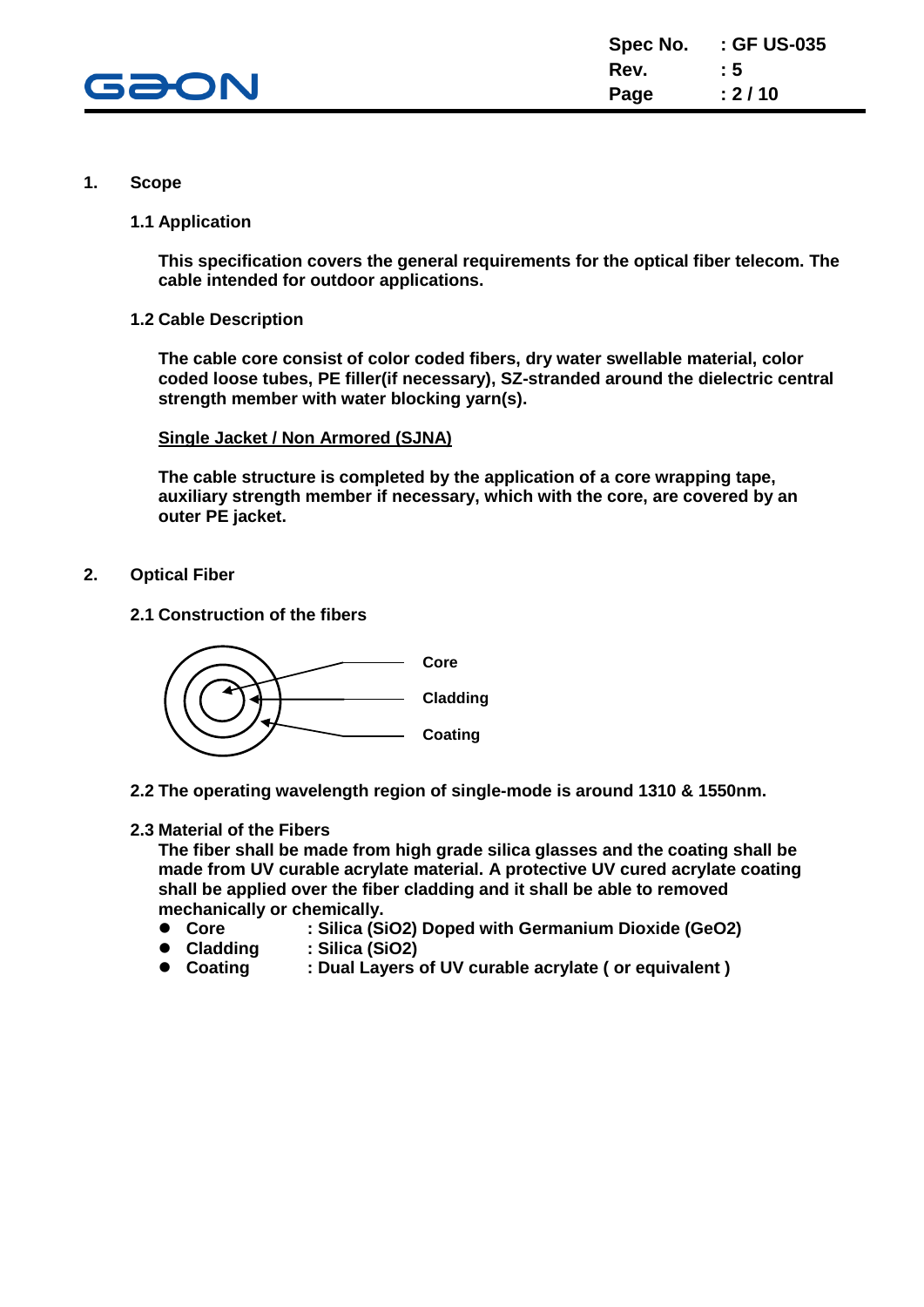## 1. Scope

### 1.1 Application

**This specification covers the general requirements for the optical fiber telecom. The cable intended for outdoor applications.**

### 1.2 Cable Description

**The cable core consist of color coded fibers, dry water swellable material, color coded loose tubes, PE filler(if necessary), SZ-stranded around the dielectric central strength member with water blocking yarn(s).**

**Single Jacket / Non Armored (SJNA)**

**The cable structure is completed by the application of a core wrapping tape, auxiliary strength member if necessary, which with the core, are covered by an outer PE jacket.**

## 2. Optical Fiber

### 2.1 Construction of the fibers

Core

Cladding

Coating

### 2.2 The operating wavelength region of single-mode is around 1310 & 1550nm.

### 2.3 Material of the Fibers

**The fiber shall be made from high grade silica glasses and the coating shall be made from UV curable acrylate material. A protective UV cured acrylate coating shall be applied over the fiber cladding and it shall be able to removed mechanically or chemically.**

- **Core** : Silica ($SiO_2$) Doped with Germanium Dioxide ($GeO_2$)
- **Cladding** : Silica ($SiO_2$)
- **Coating** : Dual Layers of UV curable acrylate ( or equivalent )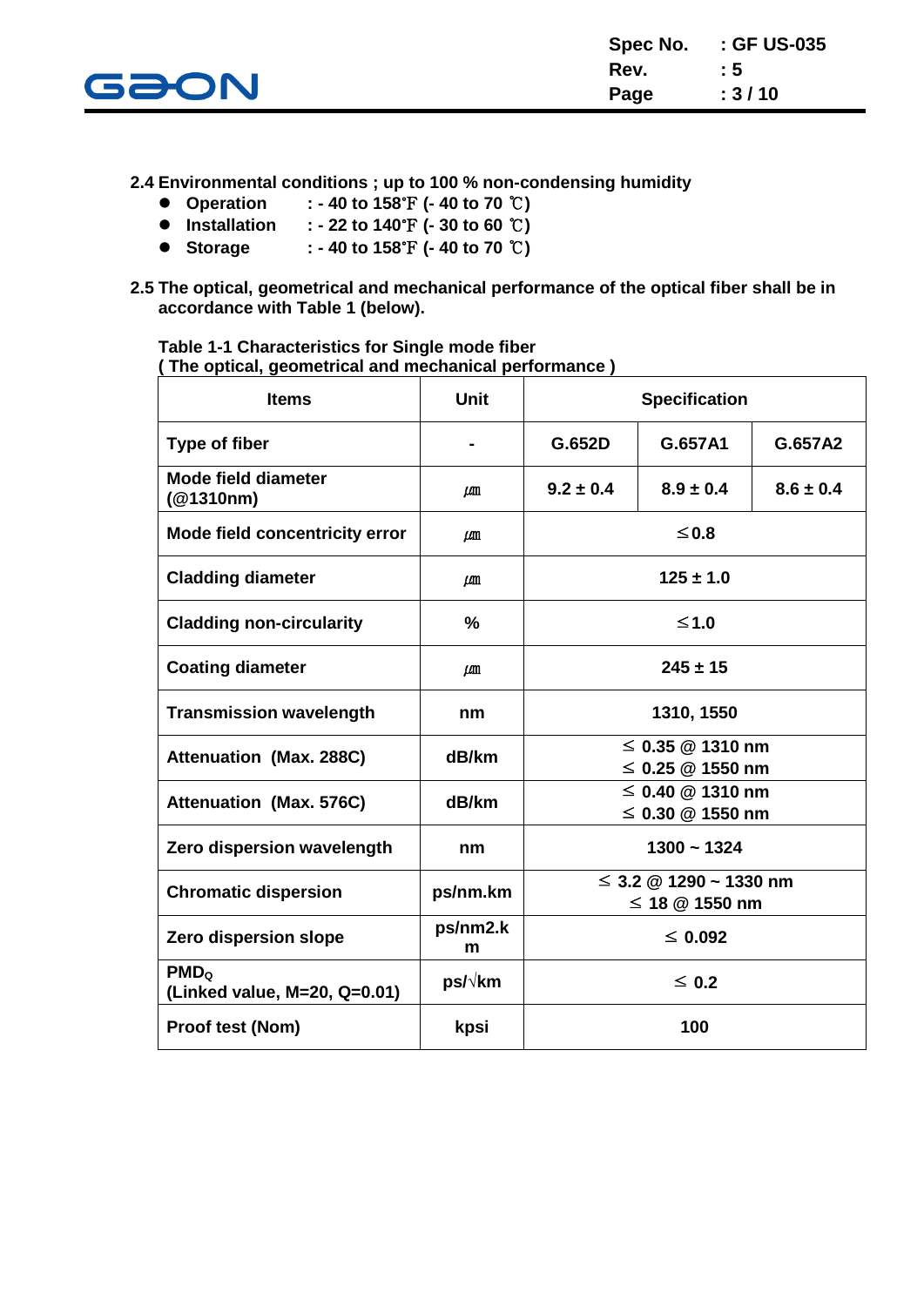**2.4 Environmental conditions ; up to 100 % non-condensing humidity**

- **Operation** : - 40 to 158℉ (- 40 to 70 ℃)
- **Installation** : - 22 to 140℉ (- 30 to 60 ℃)
- **Storage** : - 40 to 158℉ (- 40 to 70 ℃)

**2.5 The optical, geometrical and mechanical performance of the optical fiber shall be in accordance with Table 1 (below).**

**Table 1-1 Characteristics for Single mode fiber**
**( The optical, geometrical and mechanical performance )**

| Items | Unit | Specification | | |
|---|---|---|---|---|
| Type of fiber | - | G.652D | G.657A1 | G.657A2 |
| Mode field diameter (@1310nm) | ㎛ | 9.2 ± 0.4 | 8.9 ± 0.4 | 8.6 ± 0.4 |
| Mode field concentricity error | ㎛ | ≤0.8 | | |
| Cladding diameter | ㎛ | 125 ± 1.0 | | |
| Cladding non-circularity | % | ≤1.0 | | |
| Coating diameter | ㎛ | 245 ± 15 | | |
| Transmission wavelength | nm | 1310, 1550 | | |
| Attenuation (Max. 288C) | dB/km | ≤ 0.35 @ 1310 nm<br>≤ 0.25 @ 1550 nm | | |
| Attenuation (Max. 576C) | dB/km | ≤ 0.40 @ 1310 nm<br>≤ 0.30 @ 1550 nm | | |
| Zero dispersion wavelength | nm | 1300 ~ 1324 | | |
| Chromatic dispersion | ps/nm.km | ≤ 3.2 @ 1290 ~ 1330 nm<br>≤ 18 @ 1550 nm | | |
| Zero dispersion slope | ps/nm2.km | ≤ 0.092 | | |
| $PMD_Q$ (Linked value, M=20, Q=0.01) | ps/√km | ≤ 0.2 | | |
| Proof test (Nom) | kpsi | 100 | | |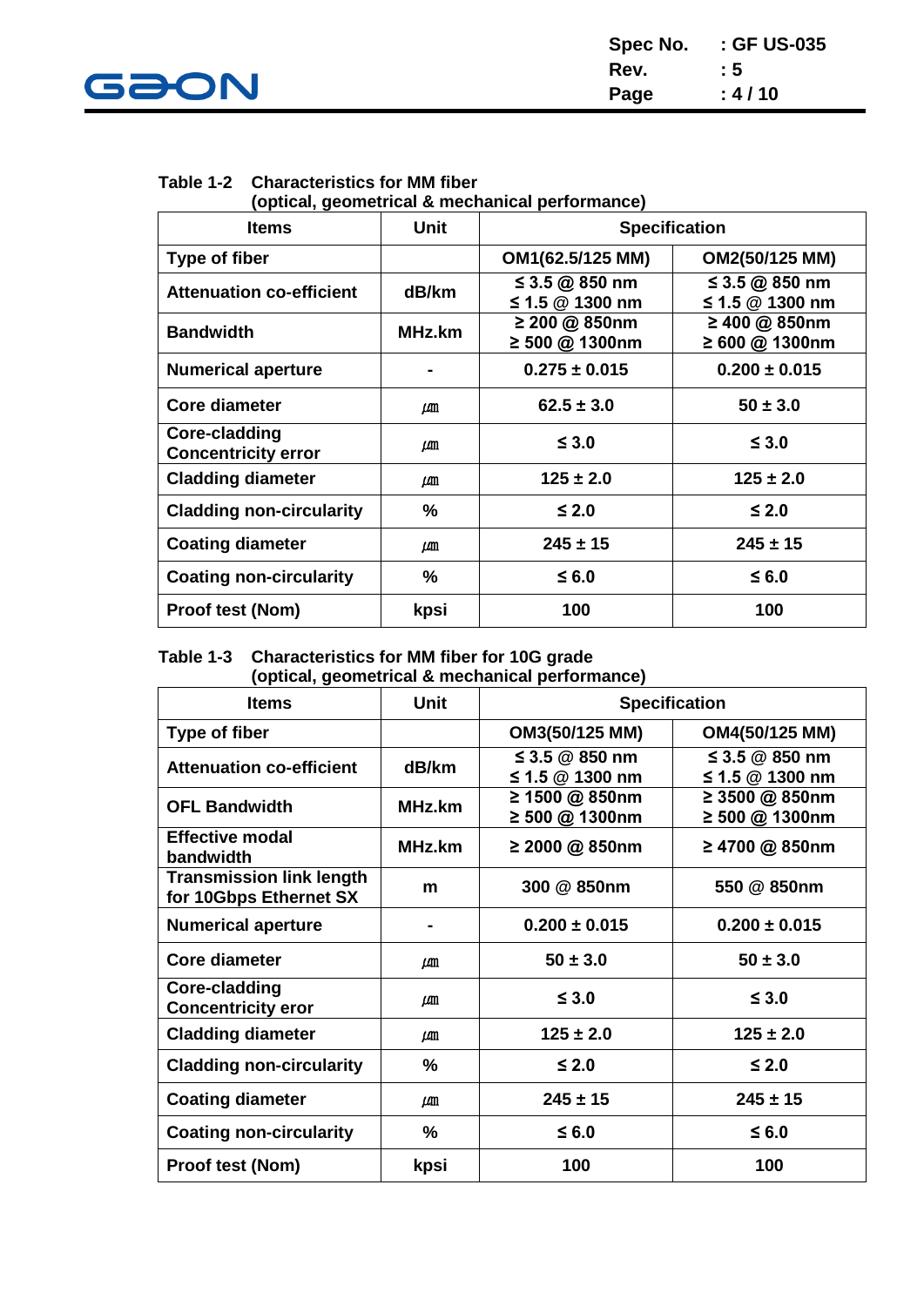**Table 1-2 Characteristics for MM fiber (optical, geometrical & mechanical performance)**

| Items | Unit | Specification | |
|---|---|---|---|
| Type of fiber | | OM1(62.5/125 MM) | OM2(50/125 MM) |
| Attenuation co-efficient | dB/km | ≤ 3.5 @ 850 nm<br>≤ 1.5 @ 1300 nm | ≤ 3.5 @ 850 nm<br>≤ 1.5 @ 1300 nm |
| Bandwidth | MHz.km | ≥ 200 @ 850nm<br>≥ 500 @ 1300nm | ≥ 400 @ 850nm<br>≥ 600 @ 1300nm |
| Numerical aperture | - | 0.275 ± 0.015 | 0.200 ± 0.015 |
| Core diameter | ㎛ | 62.5 ± 3.0 | 50 ± 3.0 |
| Core-cladding Concentricity error | ㎛ | ≤ 3.0 | ≤ 3.0 |
| Cladding diameter | ㎛ | 125 ± 2.0 | 125 ± 2.0 |
| Cladding non-circularity | % | ≤ 2.0 | ≤ 2.0 |
| Coating diameter | ㎛ | 245 ± 15 | 245 ± 15 |
| Coating non-circularity | % | ≤ 6.0 | ≤ 6.0 |
| Proof test (Nom) | kpsi | 100 | 100 |

**Table 1-3 Characteristics for MM fiber for 10G grade (optical, geometrical & mechanical performance)**

| Items | Unit | Specification | |
|---|---|---|---|
| Type of fiber | | OM3(50/125 MM) | OM4(50/125 MM) |
| Attenuation co-efficient | dB/km | ≤ 3.5 @ 850 nm<br>≤ 1.5 @ 1300 nm | ≤ 3.5 @ 850 nm<br>≤ 1.5 @ 1300 nm |
| OFL Bandwidth | MHz.km | ≥ 1500 @ 850nm<br>≥ 500 @ 1300nm | ≥ 3500 @ 850nm<br>≥ 500 @ 1300nm |
| Effective modal bandwidth | MHz.km | ≥ 2000 @ 850nm | ≥ 4700 @ 850nm |
| Transmission link length for 10Gbps Ethernet SX | m | 300 @ 850nm | 550 @ 850nm |
| Numerical aperture | - | 0.200 ± 0.015 | 0.200 ± 0.015 |
| Core diameter | ㎛ | 50 ± 3.0 | 50 ± 3.0 |
| Core-cladding Concentricity eror | ㎛ | ≤ 3.0 | ≤ 3.0 |
| Cladding diameter | ㎛ | 125 ± 2.0 | 125 ± 2.0 |
| Cladding non-circularity | % | ≤ 2.0 | ≤ 2.0 |
| Coating diameter | ㎛ | 245 ± 15 | 245 ± 15 |
| Coating non-circularity | % | ≤ 6.0 | ≤ 6.0 |
| Proof test (Nom) | kpsi | 100 | 100 |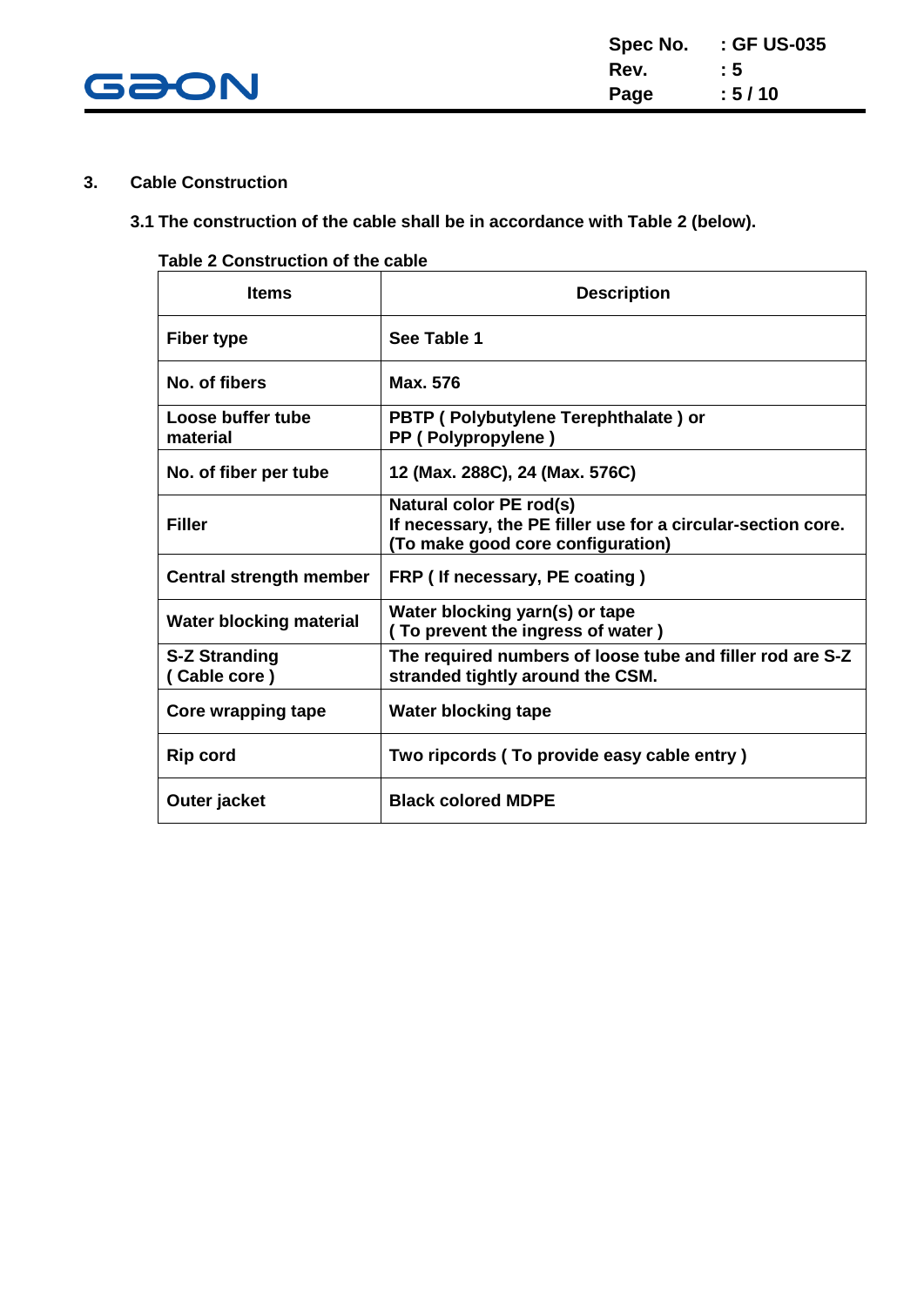## 3. Cable Construction

**3.1 The construction of the cable shall be in accordance with Table 2 (below).**

**Table 2 Construction of the cable**

| Items | Description |
|---|---|
| Fiber type | See Table 1 |
| No. of fibers | Max. 576 |
| Loose buffer tube material | PBTP ( Polybutylene Terephthalate ) or PP ( Polypropylene ) |
| No. of fiber per tube | 12 (Max. 288C), 24 (Max. 576C) |
| Filler | Natural color PE rod(s) If necessary, the PE filler use for a circular-section core. (To make good core configuration) |
| Central strength member | FRP ( If necessary, PE coating ) |
| Water blocking material | Water blocking yarn(s) or tape ( To prevent the ingress of water ) |
| S-Z Stranding ( Cable core ) | The required numbers of loose tube and filler rod are S-Z stranded tightly around the CSM. |
| Core wrapping tape | Water blocking tape |
| Rip cord | Two ripcords ( To provide easy cable entry ) |
| Outer jacket | Black colored MDPE |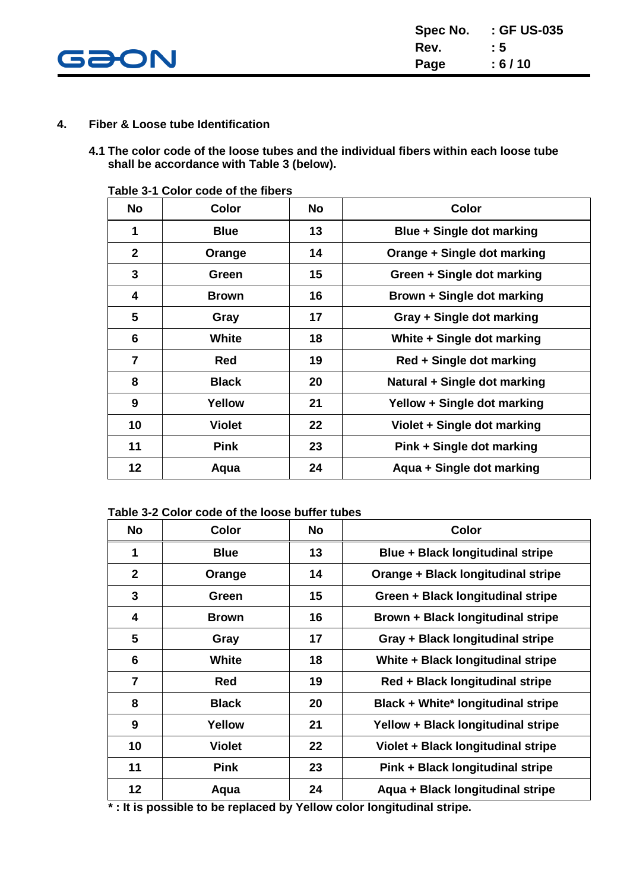## 4. Fiber & Loose tube Identification

**4.1 The color code of the loose tubes and the individual fibers within each loose tube shall be accordance with Table 3 (below).**

**Table 3-1 Color code of the fibers**

| No | Color | No | Color |
|---|---|---|---|
| 1 | Blue | 13 | Blue + Single dot marking |
| 2 | Orange | 14 | Orange + Single dot marking |
| 3 | Green | 15 | Green + Single dot marking |
| 4 | Brown | 16 | Brown + Single dot marking |
| 5 | Gray | 17 | Gray + Single dot marking |
| 6 | White | 18 | White + Single dot marking |
| 7 | Red | 19 | Red + Single dot marking |
| 8 | Black | 20 | Natural + Single dot marking |
| 9 | Yellow | 21 | Yellow + Single dot marking |
| 10 | Violet | 22 | Violet + Single dot marking |
| 11 | Pink | 23 | Pink + Single dot marking |
| 12 | Aqua | 24 | Aqua + Single dot marking |

**Table 3-2 Color code of the loose buffer tubes**

| No | Color | No | Color |
|---|---|---|---|
| 1 | Blue | 13 | Blue + Black longitudinal stripe |
| 2 | Orange | 14 | Orange + Black longitudinal stripe |
| 3 | Green | 15 | Green + Black longitudinal stripe |
| 4 | Brown | 16 | Brown + Black longitudinal stripe |
| 5 | Gray | 17 | Gray + Black longitudinal stripe |
| 6 | White | 18 | White + Black longitudinal stripe |
| 7 | Red | 19 | Red + Black longitudinal stripe |
| 8 | Black | 20 | Black + White* longitudinal stripe |
| 9 | Yellow | 21 | Yellow + Black longitudinal stripe |
| 10 | Violet | 22 | Violet + Black longitudinal stripe |
| 11 | Pink | 23 | Pink + Black longitudinal stripe |
| 12 | Aqua | 24 | Aqua + Black longitudinal stripe |

**\* : It is possible to be replaced by Yellow color longitudinal stripe.**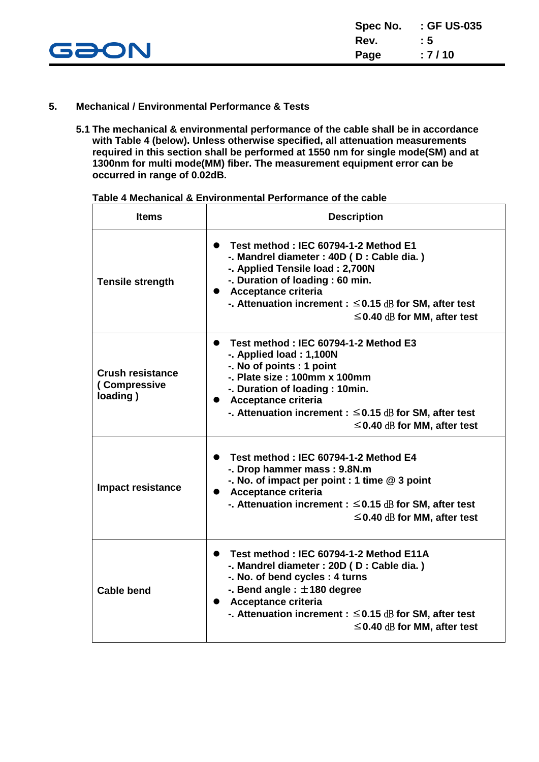## 5. Mechanical / Environmental Performance & Tests

**5.1 The mechanical & environmental performance of the cable shall be in accordance with Table 4 (below). Unless otherwise specified, all attenuation measurements required in this section shall be performed at 1550 nm for single mode(SM) and at 1300nm for multi mode(MM) fiber. The measurement equipment error can be occurred in range of 0.02dB.**

**Table 4 Mechanical & Environmental Performance of the cable**

| Items | Description |
|---|---|
| Tensile strength | ● Test method : IEC 60794-1-2 Method E1<br>-. Mandrel diameter : 40D ( D : Cable dia. )<br>-. Applied Tensile load : 2,700N<br>-. Duration of loading : 60 min.<br>● Acceptance criteria<br>-. Attenuation increment : ≤0.15 ㏈ for SM, after test<br>≤0.40 ㏈ for MM, after test |
| Crush resistance ( Compressive loading ) | ● Test method : IEC 60794-1-2 Method E3<br>-. Applied load : 1,100N<br>-. No of points : 1 point<br>-. Plate size : 100mm x 100mm<br>-. Duration of loading : 10min.<br>● Acceptance criteria<br>-. Attenuation increment : ≤0.15 ㏈ for SM, after test<br>≤0.40 ㏈ for MM, after test |
| Impact resistance | ● Test method : IEC 60794-1-2 Method E4<br>-. Drop hammer mass : 9.8N.m<br>-. No. of impact per point : 1 time @ 3 point<br>● Acceptance criteria<br>-. Attenuation increment : ≤0.15 ㏈ for SM, after test<br>≤0.40 ㏈ for MM, after test |
| Cable bend | ● Test method : IEC 60794-1-2 Method E11A<br>-. Mandrel diameter : 20D ( D : Cable dia. )<br>-. No. of bend cycles : 4 turns<br>-. Bend angle : ±180 degree<br>● Acceptance criteria<br>-. Attenuation increment : ≤0.15 ㏈ for SM, after test<br>≤0.40 ㏈ for MM, after test |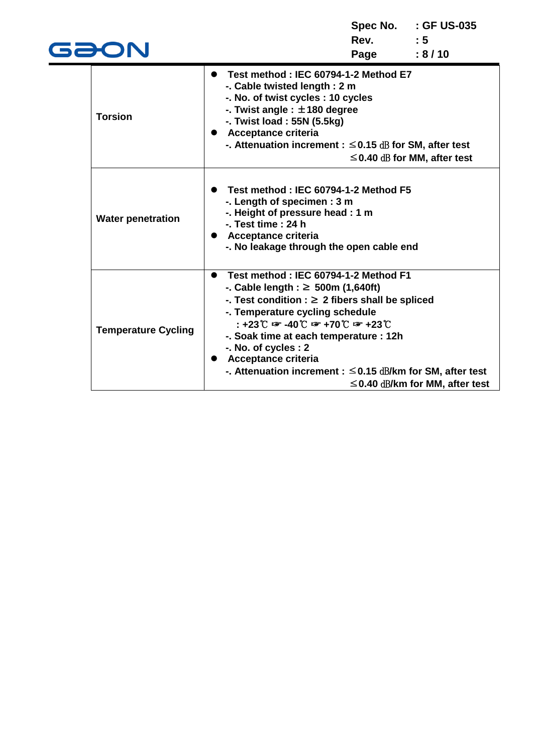| | |
|---|---|
| **Torsion** | ● **Test method : IEC 60794-1-2 Method E7**<br>-. Cable twisted length : 2 m<br>-. No. of twist cycles : 10 cycles<br>-. Twist angle : ±180 degree<br>-. Twist load : 55N (5.5kg)<br>● **Acceptance criteria**<br>-. Attenuation increment : ≤0.15 ㏈ for SM, after test<br>≤0.40 ㏈ for MM, after test |
| **Water penetration** | ● **Test method : IEC 60794-1-2 Method F5**<br>-. Length of specimen : 3 m<br>-. Height of pressure head : 1 m<br>-. Test time : 24 h<br>● **Acceptance criteria**<br>-. No leakage through the open cable end |
| **Temperature Cycling** | ● **Test method : IEC 60794-1-2 Method F1**<br>-. Cable length : ≥ 500m (1,640ft)<br>-. Test condition : ≥ 2 fibers shall be spliced<br>-. Temperature cycling schedule<br>: +23℃ ☞ -40℃ ☞ +70℃ ☞ +23℃<br>-. Soak time at each temperature : 12h<br>-. No. of cycles : 2<br>● **Acceptance criteria**<br>-. Attenuation increment : ≤0.15 ㏈/km for SM, after test<br>≤0.40 ㏈/km for MM, after test |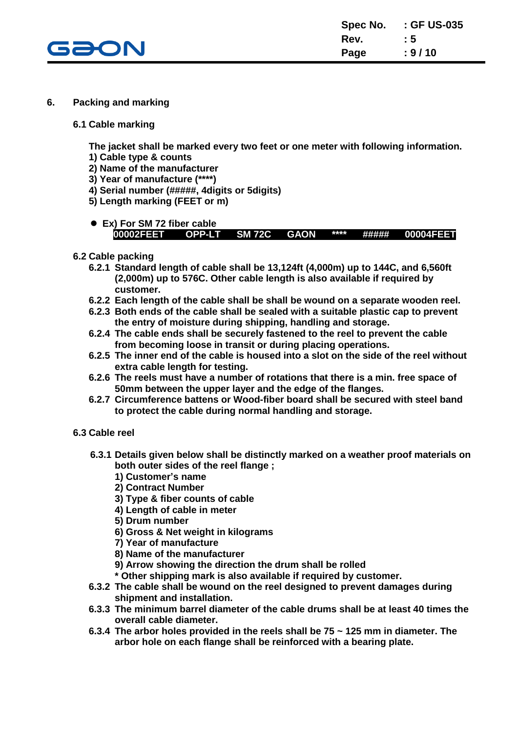## 6. Packing and marking

### 6.1 Cable marking

The jacket shall be marked every two feet or one meter with following information.

1) Cable type & counts
2) Name of the manufacturer
3) Year of manufacture (****)
4) Serial number (#####, 4digits or 5digits)
5) Length marking (FEET or m)

- Ex) For SM 72 fiber cable

| 00002FEET | OPP-LT | SM 72C | GAON | **** | ##### | 00004FEET |
|---|---|---|---|---|---|---|

### 6.2 Cable packing

6.2.1 Standard length of cable shall be 13,124ft (4,000m) up to 144C, and 6,560ft (2,000m) up to 576C. Other cable length is also available if required by customer.

6.2.2 Each length of the cable shall be shall be wound on a separate wooden reel.

6.2.3 Both ends of the cable shall be sealed with a suitable plastic cap to prevent the entry of moisture during shipping, handling and storage.

6.2.4 The cable ends shall be securely fastened to the reel to prevent the cable from becoming loose in transit or during placing operations.

6.2.5 The inner end of the cable is housed into a slot on the side of the reel without extra cable length for testing.

6.2.6 The reels must have a number of rotations that there is a min. free space of 50mm between the upper layer and the edge of the flanges.

6.2.7 Circumference battens or Wood-fiber board shall be secured with steel band to protect the cable during normal handling and storage.

### 6.3 Cable reel

6.3.1 Details given below shall be distinctly marked on a weather proof materials on both outer sides of the reel flange ;

1) Customer's name
2) Contract Number
3) Type & fiber counts of cable
4) Length of cable in meter
5) Drum number
6) Gross & Net weight in kilograms
7) Year of manufacture
8) Name of the manufacturer
9) Arrow showing the direction the drum shall be rolled

\* Other shipping mark is also available if required by customer.

6.3.2 The cable shall be wound on the reel designed to prevent damages during shipment and installation.

6.3.3 The minimum barrel diameter of the cable drums shall be at least 40 times the overall cable diameter.

6.3.4 The arbor holes provided in the reels shall be 75 ~ 125 mm in diameter. The arbor hole on each flange shall be reinforced with a bearing plate.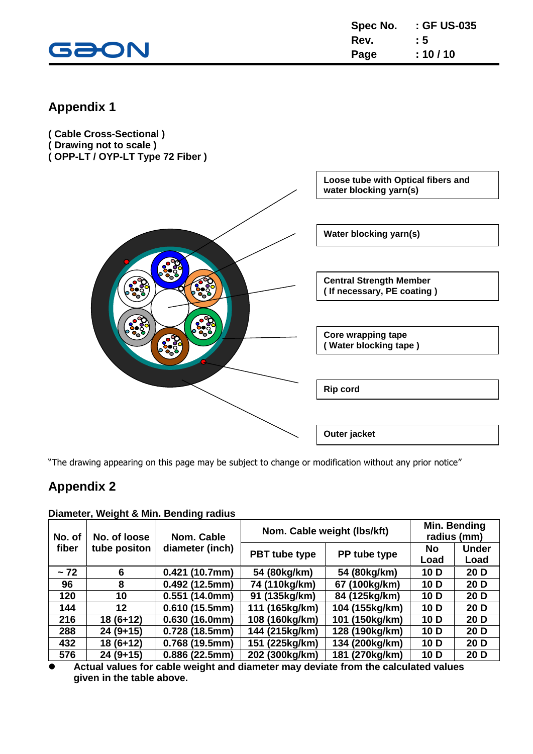## Appendix 1

**( Cable Cross-Sectional )**
**( Drawing not to scale )**
**( OPP-LT / OYP-LT Type 72 Fiber )**

Loose tube with Optical fibers and water blocking yarn(s)

Water blocking yarn(s)

Central Strength Member
( If necessary, PE coating )

Core wrapping tape
( Water blocking tape )

Rip cord

Outer jacket

"The drawing appearing on this page may be subject to change or modification without any prior notice"

## Appendix 2

**Diameter, Weight & Min. Bending radius**

| No. of fiber | No. of loose tube positon | Nom. Cable diameter (inch) | Nom. Cable weight (lbs/kft) | | Min. Bending radius (mm) | |
|---|---|---|---|---|---|---|
| | | | PBT tube type | PP tube type | No Load | Under Load |
| ~ 72 | 6 | 0.421 (10.7mm) | 54 (80kg/km) | 54 (80kg/km) | 10 D | 20 D |
| 96 | 8 | 0.492 (12.5mm) | 74 (110kg/km) | 67 (100kg/km) | 10 D | 20 D |
| 120 | 10 | 0.551 (14.0mm) | 91 (135kg/km) | 84 (125kg/km) | 10 D | 20 D |
| 144 | 12 | 0.610 (15.5mm) | 111 (165kg/km) | 104 (155kg/km) | 10 D | 20 D |
| 216 | 18 (6+12) | 0.630 (16.0mm) | 108 (160kg/km) | 101 (150kg/km) | 10 D | 20 D |
| 288 | 24 (9+15) | 0.728 (18.5mm) | 144 (215kg/km) | 128 (190kg/km) | 10 D | 20 D |
| 432 | 18 (6+12) | 0.768 (19.5mm) | 151 (225kg/km) | 134 (200kg/km) | 10 D | 20 D |
| 576 | 24 (9+15) | 0.886 (22.5mm) | 202 (300kg/km) | 181 (270kg/km) | 10 D | 20 D |

- **Actual values for cable weight and diameter may deviate from the calculated values given in the table above.**